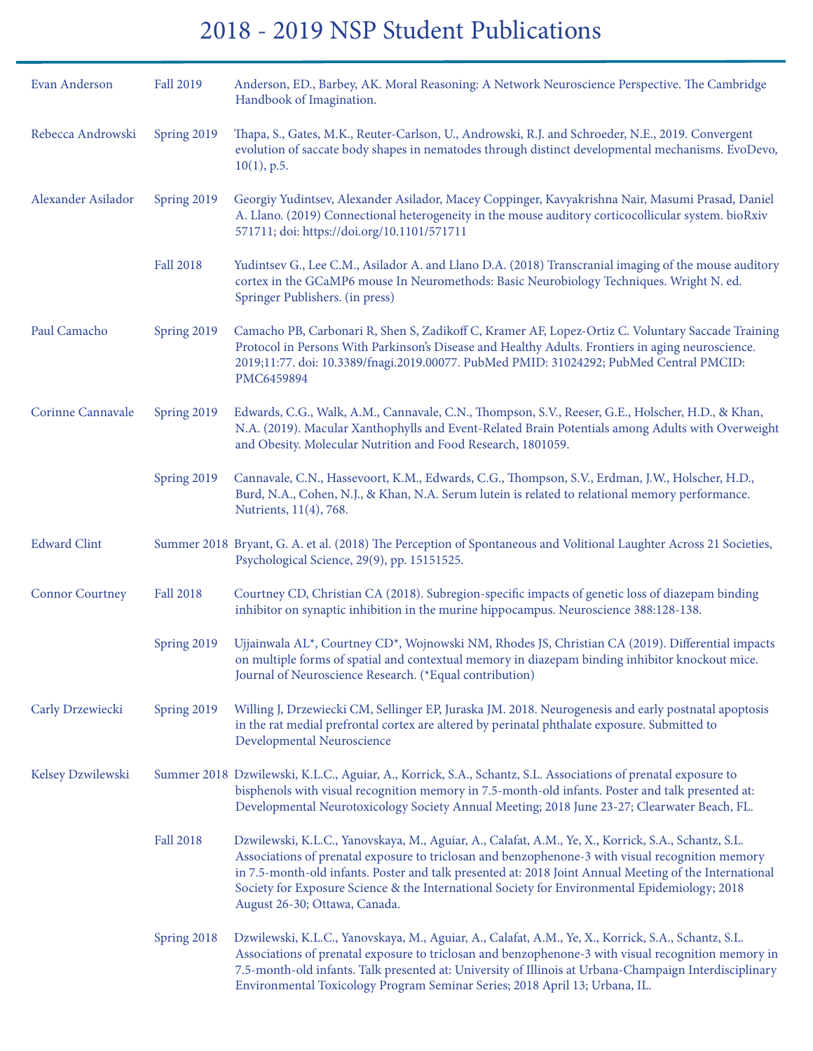# 2018 - 2019 NSP Student Publications

| | | |
|---|---|---|
| Evan Anderson | Fall 2019 | Anderson, ED., Barbey, AK. Moral Reasoning: A Network Neuroscience Perspective. The Cambridge Handbook of Imagination. |
| Rebecca Androwski | Spring 2019 | Thapa, S., Gates, M.K., Reuter-Carlson, U., Androwski, R.J. and Schroeder, N.E., 2019. Convergent evolution of saccate body shapes in nematodes through distinct developmental mechanisms. EvoDevo, 10(1), p.5. |
| Alexander Asilador | Spring 2019 | Georgiy Yudintsev, Alexander Asilador, Macey Coppinger, Kavyakrishna Nair, Masumi Prasad, Daniel A. Llano. (2019) Connectional heterogeneity in the mouse auditory corticocollicular system. bioRxiv 571711; doi: https://doi.org/10.1101/571711 |
| | Fall 2018 | Yudintsev G., Lee C.M., Asilador A. and Llano D.A. (2018) Transcranial imaging of the mouse auditory cortex in the GCaMP6 mouse In Neuromethods: Basic Neurobiology Techniques. Wright N. ed. Springer Publishers. (in press) |
| Paul Camacho | Spring 2019 | Camacho PB, Carbonari R, Shen S, Zadikoff C, Kramer AF, Lopez-Ortiz C. Voluntary Saccade Training Protocol in Persons With Parkinson's Disease and Healthy Adults. Frontiers in aging neuroscience. 2019;11:77. doi: 10.3389/fnagi.2019.00077. PubMed PMID: 31024292; PubMed Central PMCID: PMC6459894 |
| Corinne Cannavale | Spring 2019 | Edwards, C.G., Walk, A.M., Cannavale, C.N., Thompson, S.V., Reeser, G.E., Holscher, H.D., & Khan, N.A. (2019). Macular Xanthophylls and Event-Related Brain Potentials among Adults with Overweight and Obesity. Molecular Nutrition and Food Research, 1801059. |
| | Spring 2019 | Cannavale, C.N., Hassevoort, K.M., Edwards, C.G., Thompson, S.V., Erdman, J.W., Holscher, H.D., Burd, N.A., Cohen, N.J., & Khan, N.A. Serum lutein is related to relational memory performance. Nutrients, 11(4), 768. |
| Edward Clint | Summer 2018 | Bryant, G. A. et al. (2018) The Perception of Spontaneous and Volitional Laughter Across 21 Societies, Psychological Science, 29(9), pp. 15151525. |
| Connor Courtney | Fall 2018 | Courtney CD, Christian CA (2018). Subregion-specific impacts of genetic loss of diazepam binding inhibitor on synaptic inhibition in the murine hippocampus. Neuroscience 388:128-138. |
| | Spring 2019 | Ujjainwala AL*, Courtney CD*, Wojnowski NM, Rhodes JS, Christian CA (2019). Differential impacts on multiple forms of spatial and contextual memory in diazepam binding inhibitor knockout mice. Journal of Neuroscience Research. (*Equal contribution) |
| Carly Drzewiecki | Spring 2019 | Willing J, Drzewiecki CM, Sellinger EP, Juraska JM. 2018. Neurogenesis and early postnatal apoptosis in the rat medial prefrontal cortex are altered by perinatal phthalate exposure. Submitted to Developmental Neuroscience |
| Kelsey Dzwilewski | Summer 2018 | Dzwilewski, K.L.C., Aguiar, A., Korrick, S.A., Schantz, S.L. Associations of prenatal exposure to bisphenols with visual recognition memory in 7.5-month-old infants. Poster and talk presented at: Developmental Neurotoxicology Society Annual Meeting; 2018 June 23-27; Clearwater Beach, FL. |
| | Fall 2018 | Dzwilewski, K.L.C., Yanovskaya, M., Aguiar, A., Calafat, A.M., Ye, X., Korrick, S.A., Schantz, S.L. Associations of prenatal exposure to triclosan and benzophenone-3 with visual recognition memory in 7.5-month-old infants. Poster and talk presented at: 2018 Joint Annual Meeting of the International Society for Exposure Science & the International Society for Environmental Epidemiology; 2018 August 26-30; Ottawa, Canada. |
| | Spring 2018 | Dzwilewski, K.L.C., Yanovskaya, M., Aguiar, A., Calafat, A.M., Ye, X., Korrick, S.A., Schantz, S.L. Associations of prenatal exposure to triclosan and benzophenone-3 with visual recognition memory in 7.5-month-old infants. Talk presented at: University of Illinois at Urbana-Champaign Interdisciplinary Environmental Toxicology Program Seminar Series; 2018 April 13; Urbana, IL. |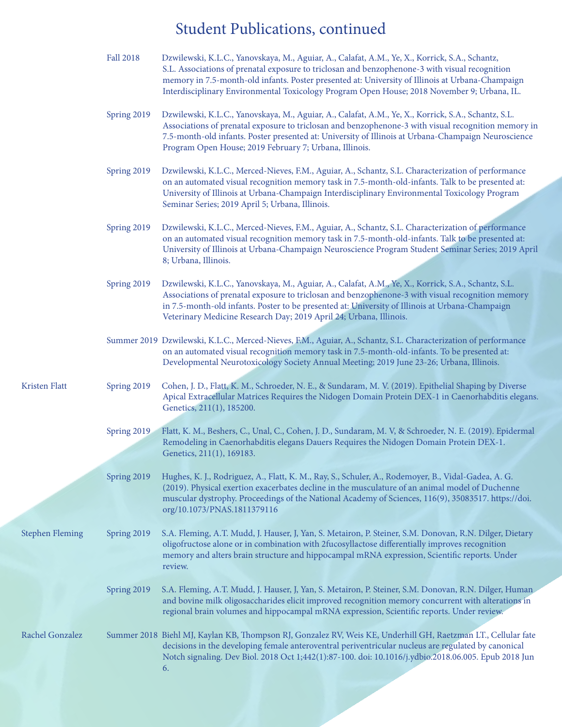# Student Publications, continued

| Student | Term | Publication |
| --- | --- | --- |
| | Fall 2018 | Dzwilewski, K.L.C., Yanovskaya, M., Aguiar, A., Calafat, A.M., Ye, X., Korrick, S.A., Schantz, S.L. Associations of prenatal exposure to triclosan and benzophenone-3 with visual recognition memory in 7.5-month-old infants. Poster presented at: University of Illinois at Urbana-Champaign Interdisciplinary Environmental Toxicology Program Open House; 2018 November 9; Urbana, IL. |
| | Spring 2019 | Dzwilewski, K.L.C., Yanovskaya, M., Aguiar, A., Calafat, A.M., Ye, X., Korrick, S.A., Schantz, S.L. Associations of prenatal exposure to triclosan and benzophenone-3 with visual recognition memory in 7.5-month-old infants. Poster presented at: University of Illinois at Urbana-Champaign Neuroscience Program Open House; 2019 February 7; Urbana, Illinois. |
| | Spring 2019 | Dzwilewski, K.L.C., Merced-Nieves, F.M., Aguiar, A., Schantz, S.L. Characterization of performance on an automated visual recognition memory task in 7.5-month-old-infants. Talk to be presented at: University of Illinois at Urbana-Champaign Interdisciplinary Environmental Toxicology Program Seminar Series; 2019 April 5; Urbana, Illinois. |
| | Spring 2019 | Dzwilewski, K.L.C., Merced-Nieves, F.M., Aguiar, A., Schantz, S.L. Characterization of performance on an automated visual recognition memory task in 7.5-month-old-infants. Talk to be presented at: University of Illinois at Urbana-Champaign Neuroscience Program Student Seminar Series; 2019 April 8; Urbana, Illinois. |
| | Spring 2019 | Dzwilewski, K.L.C., Yanovskaya, M., Aguiar, A., Calafat, A.M., Ye, X., Korrick, S.A., Schantz, S.L. Associations of prenatal exposure to triclosan and benzophenone-3 with visual recognition memory in 7.5-month-old infants. Poster to be presented at: University of Illinois at Urbana-Champaign Veterinary Medicine Research Day; 2019 April 24; Urbana, Illinois. |
| | Summer 2019 | Dzwilewski, K.L.C., Merced-Nieves, F.M., Aguiar, A., Schantz, S.L. Characterization of performance on an automated visual recognition memory task in 7.5-month-old-infants. To be presented at: Developmental Neurotoxicology Society Annual Meeting; 2019 June 23-26; Urbana, Illinois. |
| Kristen Flatt | Spring 2019 | Cohen, J. D., Flatt, K. M., Schroeder, N. E., & Sundaram, M. V. (2019). Epithelial Shaping by Diverse Apical Extracellular Matrices Requires the Nidogen Domain Protein DEX-1 in Caenorhabditis elegans. Genetics, 211(1), 185200. |
| | Spring 2019 | Flatt, K. M., Beshers, C., Unal, C., Cohen, J. D., Sundaram, M. V, & Schroeder, N. E. (2019). Epidermal Remodeling in Caenorhabditis elegans Dauers Requires the Nidogen Domain Protein DEX-1. Genetics, 211(1), 169183. |
| | Spring 2019 | Hughes, K. J., Rodriguez, A., Flatt, K. M., Ray, S., Schuler, A., Rodemoyer, B., Vidal-Gadea, A. G. (2019). Physical exertion exacerbates decline in the musculature of an animal model of Duchenne muscular dystrophy. Proceedings of the National Academy of Sciences, 116(9), 35083517. https://doi.org/10.1073/PNAS.1811379116 |
| Stephen Fleming | Spring 2019 | S.A. Fleming, A.T. Mudd, J. Hauser, J, Yan, S. Metairon, P. Steiner, S.M. Donovan, R.N. Dilger, Dietary oligofructose alone or in combination with 2fucosyllactose differentially improves recognition memory and alters brain structure and hippocampal mRNA expression, Scientific reports. Under review. |
| | Spring 2019 | S.A. Fleming, A.T. Mudd, J. Hauser, J, Yan, S. Metairon, P. Steiner, S.M. Donovan, R.N. Dilger, Human and bovine milk oligosaccharides elicit improved recognition memory concurrent with alterations in regional brain volumes and hippocampal mRNA expression, Scientific reports. Under review. |
| Rachel Gonzalez | Summer 2018 | Biehl MJ, Kaylan KB, Thompson RJ, Gonzalez RV, Weis KE, Underhill GH, Raetzman LT., Cellular fate decisions in the developing female anteroventral periventricular nucleus are regulated by canonical Notch signaling. Dev Biol. 2018 Oct 1;442(1):87-100. doi: 10.1016/j.ydbio.2018.06.005. Epub 2018 Jun 6. |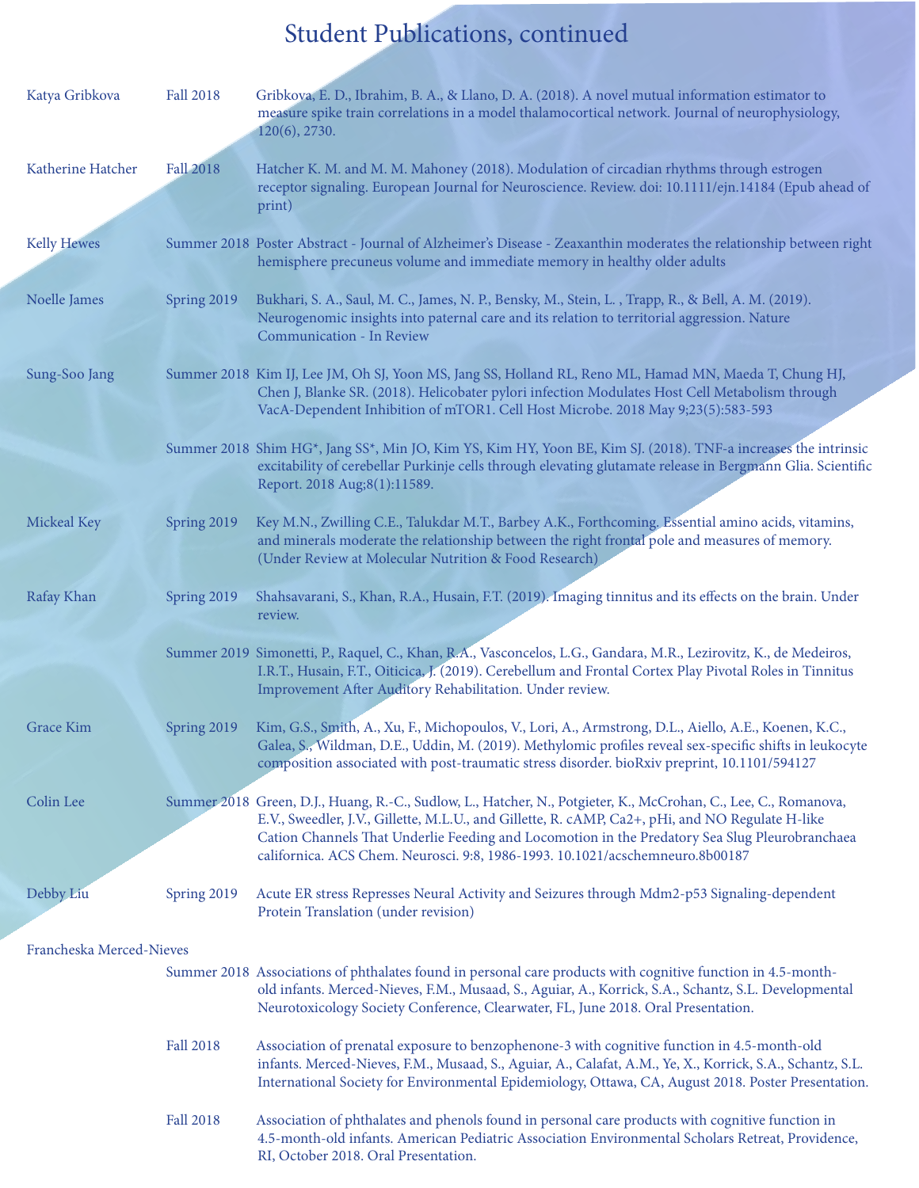# Student Publications, continued

| Student | Term | Publication |
|---|---|---|
| Katya Gribkova | Fall 2018 | Gribkova, E. D., Ibrahim, B. A., & Llano, D. A. (2018). A novel mutual information estimator to measure spike train correlations in a model thalamocortical network. Journal of neurophysiology, 120(6), 2730. |
| Katherine Hatcher | Fall 2018 | Hatcher K. M. and M. M. Mahoney (2018). Modulation of circadian rhythms through estrogen receptor signaling. European Journal for Neuroscience. Review. doi: 10.1111/ejn.14184 (Epub ahead of print) |
| Kelly Hewes | Summer 2018 | Poster Abstract - Journal of Alzheimer's Disease - Zeaxanthin moderates the relationship between right hemisphere precuneus volume and immediate memory in healthy older adults |
| Noelle James | Spring 2019 | Bukhari, S. A., Saul, M. C., James, N. P., Bensky, M., Stein, L. , Trapp, R., & Bell, A. M. (2019). Neurogenomic insights into paternal care and its relation to territorial aggression. Nature Communication - In Review |
| Sung-Soo Jang | Summer 2018 | Kim IJ, Lee JM, Oh SJ, Yoon MS, Jang SS, Holland RL, Reno ML, Hamad MN, Maeda T, Chung HJ, Chen J, Blanke SR. (2018). Helicobater pylori infection Modulates Host Cell Metabolism through VacA-Dependent Inhibition of mTOR1. Cell Host Microbe. 2018 May 9;23(5):583-593 |
| | Summer 2018 | Shim HG*, Jang SS*, Min JO, Kim YS, Kim HY, Yoon BE, Kim SJ. (2018). TNF-a increases the intrinsic excitability of cerebellar Purkinje cells through elevating glutamate release in Bergmann Glia. Scientific Report. 2018 Aug;8(1):11589. |
| Mickeal Key | Spring 2019 | Key M.N., Zwilling C.E., Talukdar M.T., Barbey A.K., Forthcoming. Essential amino acids, vitamins, and minerals moderate the relationship between the right frontal pole and measures of memory. (Under Review at Molecular Nutrition & Food Research) |
| Rafay Khan | Spring 2019 | Shahsavarani, S., Khan, R.A., Husain, F.T. (2019). Imaging tinnitus and its effects on the brain. Under review. |
| | Summer 2019 | Simonetti, P., Raquel, C., Khan, R.A., Vasconcelos, L.G., Gandara, M.R., Lezirovitz, K., de Medeiros, I.R.T., Husain, F.T., Oiticica, J. (2019). Cerebellum and Frontal Cortex Play Pivotal Roles in Tinnitus Improvement After Auditory Rehabilitation. Under review. |
| Grace Kim | Spring 2019 | Kim, G.S., Smith, A., Xu, F., Michopoulos, V., Lori, A., Armstrong, D.L., Aiello, A.E., Koenen, K.C., Galea, S., Wildman, D.E., Uddin, M. (2019). Methylomic profiles reveal sex-specific shifts in leukocyte composition associated with post-traumatic stress disorder. bioRxiv preprint, 10.1101/594127 |
| Colin Lee | Summer 2018 | Green, D.J., Huang, R.-C., Sudlow, L., Hatcher, N., Potgieter, K., McCrohan, C., Lee, C., Romanova, E.V., Sweedler, J.V., Gillette, M.L.U., and Gillette, R. cAMP, Ca2+, pHi, and NO Regulate H-like Cation Channels That Underlie Feeding and Locomotion in the Predatory Sea Slug Pleurobranchaea californica. ACS Chem. Neurosci. 9:8, 1986-1993. 10.1021/acschemneuro.8b00187 |
| Debby Liu | Spring 2019 | Acute ER stress Represses Neural Activity and Seizures through Mdm2-p53 Signaling-dependent Protein Translation (under revision) |
| Francheska Merced-Nieves | | |
| | Summer 2018 | Associations of phthalates found in personal care products with cognitive function in 4.5-month-old infants. Merced-Nieves, F.M., Musaad, S., Aguiar, A., Korrick, S.A., Schantz, S.L. Developmental Neurotoxicology Society Conference, Clearwater, FL, June 2018. Oral Presentation. |
| | Fall 2018 | Association of prenatal exposure to benzophenone-3 with cognitive function in 4.5-month-old infants. Merced-Nieves, F.M., Musaad, S., Aguiar, A., Calafat, A.M., Ye, X., Korrick, S.A., Schantz, S.L. International Society for Environmental Epidemiology, Ottawa, CA, August 2018. Poster Presentation. |
| | Fall 2018 | Association of phthalates and phenols found in personal care products with cognitive function in 4.5-month-old infants. American Pediatric Association Environmental Scholars Retreat, Providence, RI, October 2018. Oral Presentation. |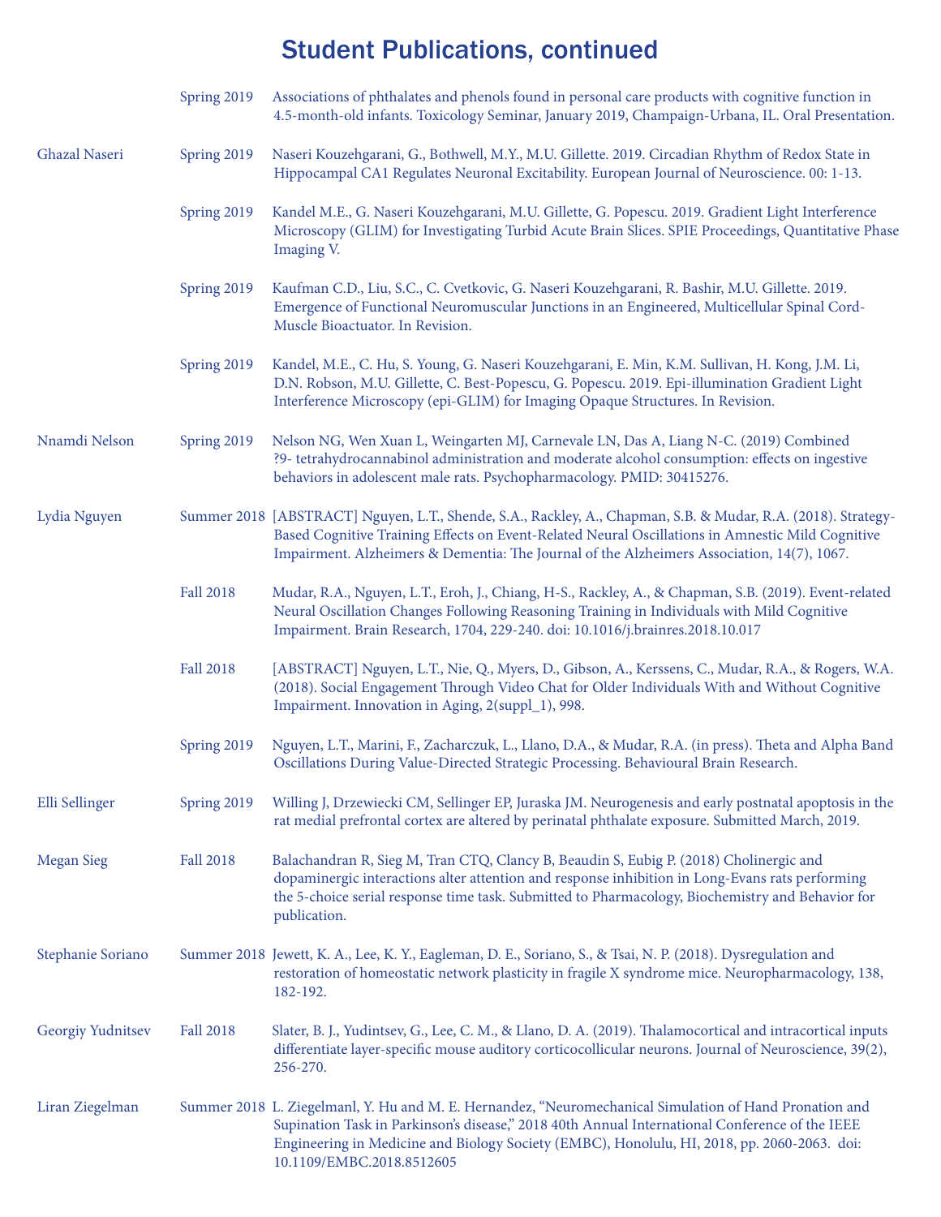# Student Publications, continued

| | | |
|---|---|---|
| | Spring 2019 | Associations of phthalates and phenols found in personal care products with cognitive function in 4.5-month-old infants. Toxicology Seminar, January 2019, Champaign-Urbana, IL. Oral Presentation. |
| Ghazal Naseri | Spring 2019 | Naseri Kouzehgarani, G., Bothwell, M.Y., M.U. Gillette. 2019. Circadian Rhythm of Redox State in Hippocampal CA1 Regulates Neuronal Excitability. European Journal of Neuroscience. 00: 1-13. |
| | Spring 2019 | Kandel M.E., G. Naseri Kouzehgarani, M.U. Gillette, G. Popescu. 2019. Gradient Light Interference Microscopy (GLIM) for Investigating Turbid Acute Brain Slices. SPIE Proceedings, Quantitative Phase Imaging V. |
| | Spring 2019 | Kaufman C.D., Liu, S.C., C. Cvetkovic, G. Naseri Kouzehgarani, R. Bashir, M.U. Gillette. 2019. Emergence of Functional Neuromuscular Junctions in an Engineered, Multicellular Spinal Cord-Muscle Bioactuator. In Revision. |
| | Spring 2019 | Kandel, M.E., C. Hu, S. Young, G. Naseri Kouzehgarani, E. Min, K.M. Sullivan, H. Kong, J.M. Li, D.N. Robson, M.U. Gillette, C. Best-Popescu, G. Popescu. 2019. Epi-illumination Gradient Light Interference Microscopy (epi-GLIM) for Imaging Opaque Structures. In Revision. |
| Nnamdi Nelson | Spring 2019 | Nelson NG, Wen Xuan L, Weingarten MJ, Carnevale LN, Das A, Liang N-C. (2019) Combined ?9- tetrahydrocannabinol administration and moderate alcohol consumption: effects on ingestive behaviors in adolescent male rats. Psychopharmacology. PMID: 30415276. |
| Lydia Nguyen | Summer 2018 | [ABSTRACT] Nguyen, L.T., Shende, S.A., Rackley, A., Chapman, S.B. & Mudar, R.A. (2018). Strategy-Based Cognitive Training Effects on Event-Related Neural Oscillations in Amnestic Mild Cognitive Impairment. Alzheimers & Dementia: The Journal of the Alzheimers Association, 14(7), 1067. |
| | Fall 2018 | Mudar, R.A., Nguyen, L.T., Eroh, J., Chiang, H-S., Rackley, A., & Chapman, S.B. (2019). Event-related Neural Oscillation Changes Following Reasoning Training in Individuals with Mild Cognitive Impairment. Brain Research, 1704, 229-240. doi: 10.1016/j.brainres.2018.10.017 |
| | Fall 2018 | [ABSTRACT] Nguyen, L.T., Nie, Q., Myers, D., Gibson, A., Kerssens, C., Mudar, R.A., & Rogers, W.A. (2018). Social Engagement Through Video Chat for Older Individuals With and Without Cognitive Impairment. Innovation in Aging, 2(suppl_1), 998. |
| | Spring 2019 | Nguyen, L.T., Marini, F., Zacharczuk, L., Llano, D.A., & Mudar, R.A. (in press). Theta and Alpha Band Oscillations During Value-Directed Strategic Processing. Behavioural Brain Research. |
| Elli Sellinger | Spring 2019 | Willing J, Drzewiecki CM, Sellinger EP, Juraska JM. Neurogenesis and early postnatal apoptosis in the rat medial prefrontal cortex are altered by perinatal phthalate exposure. Submitted March, 2019. |
| Megan Sieg | Fall 2018 | Balachandran R, Sieg M, Tran CTQ, Clancy B, Beaudin S, Eubig P. (2018) Cholinergic and dopaminergic interactions alter attention and response inhibition in Long-Evans rats performing the 5-choice serial response time task. Submitted to Pharmacology, Biochemistry and Behavior for publication. |
| Stephanie Soriano | Summer 2018 | Jewett, K. A., Lee, K. Y., Eagleman, D. E., Soriano, S., & Tsai, N. P. (2018). Dysregulation and restoration of homeostatic network plasticity in fragile X syndrome mice. Neuropharmacology, 138, 182-192. |
| Georgiy Yudnitsev | Fall 2018 | Slater, B. J., Yudintsev, G., Lee, C. M., & Llano, D. A. (2019). Thalamocortical and intracortical inputs differentiate layer-specific mouse auditory corticocollicular neurons. Journal of Neuroscience, 39(2), 256-270. |
| Liran Ziegelman | Summer 2018 | L. Ziegelmanl, Y. Hu and M. E. Hernandez, "Neuromechanical Simulation of Hand Pronation and Supination Task in Parkinson's disease," 2018 40th Annual International Conference of the IEEE Engineering in Medicine and Biology Society (EMBC), Honolulu, HI, 2018, pp. 2060-2063. doi: 10.1109/EMBC.2018.8512605 |